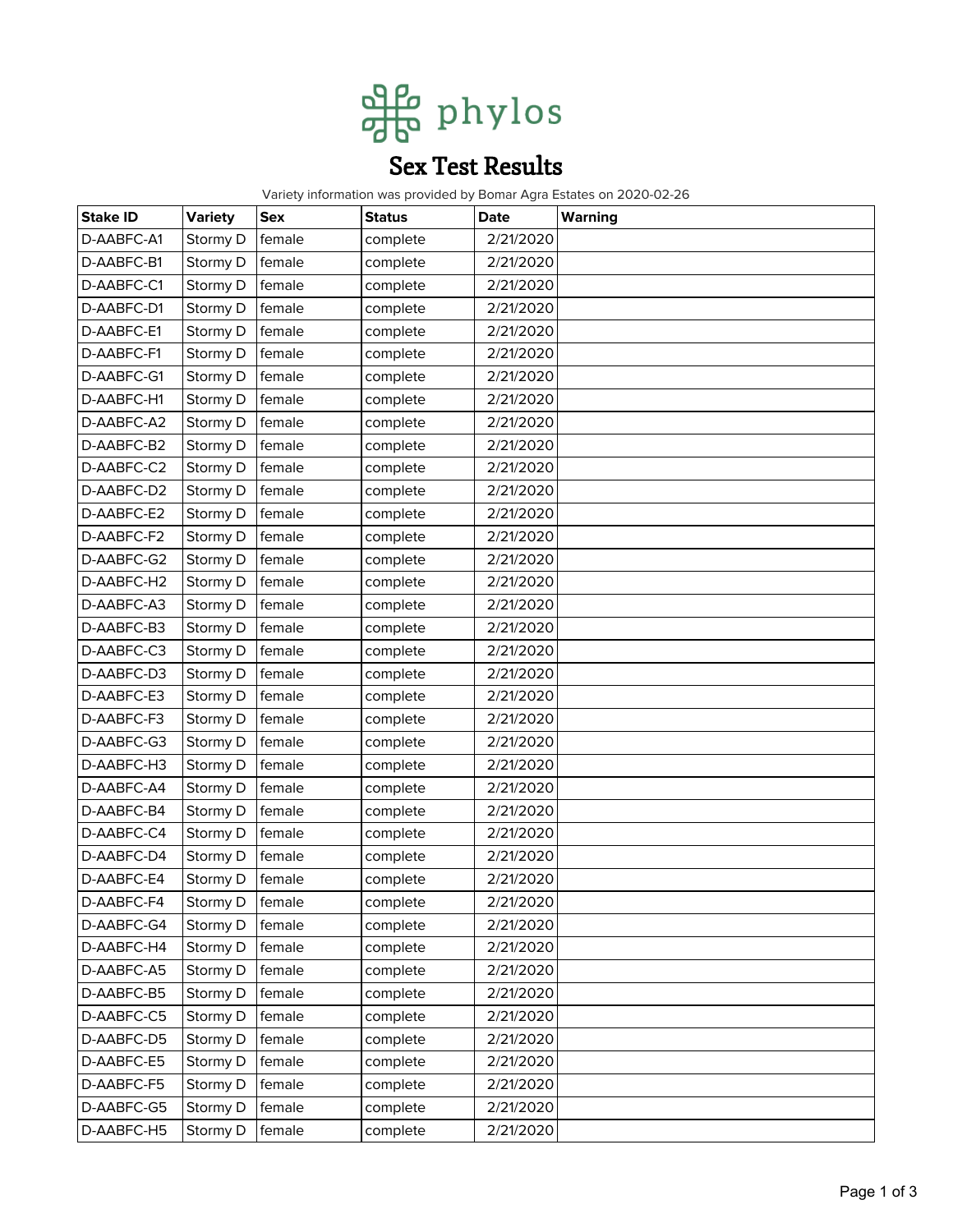phylos

# Sex Test Results

Variety information was provided by Bomar Agra Estates on 2020-02-26

| Stake ID | Variety | Sex | Status | Date | Warning |
|---|---|---|---|---|---|
| D-AABFC-A1 | Stormy D | female | complete | 2/21/2020 | |
| D-AABFC-B1 | Stormy D | female | complete | 2/21/2020 | |
| D-AABFC-C1 | Stormy D | female | complete | 2/21/2020 | |
| D-AABFC-D1 | Stormy D | female | complete | 2/21/2020 | |
| D-AABFC-E1 | Stormy D | female | complete | 2/21/2020 | |
| D-AABFC-F1 | Stormy D | female | complete | 2/21/2020 | |
| D-AABFC-G1 | Stormy D | female | complete | 2/21/2020 | |
| D-AABFC-H1 | Stormy D | female | complete | 2/21/2020 | |
| D-AABFC-A2 | Stormy D | female | complete | 2/21/2020 | |
| D-AABFC-B2 | Stormy D | female | complete | 2/21/2020 | |
| D-AABFC-C2 | Stormy D | female | complete | 2/21/2020 | |
| D-AABFC-D2 | Stormy D | female | complete | 2/21/2020 | |
| D-AABFC-E2 | Stormy D | female | complete | 2/21/2020 | |
| D-AABFC-F2 | Stormy D | female | complete | 2/21/2020 | |
| D-AABFC-G2 | Stormy D | female | complete | 2/21/2020 | |
| D-AABFC-H2 | Stormy D | female | complete | 2/21/2020 | |
| D-AABFC-A3 | Stormy D | female | complete | 2/21/2020 | |
| D-AABFC-B3 | Stormy D | female | complete | 2/21/2020 | |
| D-AABFC-C3 | Stormy D | female | complete | 2/21/2020 | |
| D-AABFC-D3 | Stormy D | female | complete | 2/21/2020 | |
| D-AABFC-E3 | Stormy D | female | complete | 2/21/2020 | |
| D-AABFC-F3 | Stormy D | female | complete | 2/21/2020 | |
| D-AABFC-G3 | Stormy D | female | complete | 2/21/2020 | |
| D-AABFC-H3 | Stormy D | female | complete | 2/21/2020 | |
| D-AABFC-A4 | Stormy D | female | complete | 2/21/2020 | |
| D-AABFC-B4 | Stormy D | female | complete | 2/21/2020 | |
| D-AABFC-C4 | Stormy D | female | complete | 2/21/2020 | |
| D-AABFC-D4 | Stormy D | female | complete | 2/21/2020 | |
| D-AABFC-E4 | Stormy D | female | complete | 2/21/2020 | |
| D-AABFC-F4 | Stormy D | female | complete | 2/21/2020 | |
| D-AABFC-G4 | Stormy D | female | complete | 2/21/2020 | |
| D-AABFC-H4 | Stormy D | female | complete | 2/21/2020 | |
| D-AABFC-A5 | Stormy D | female | complete | 2/21/2020 | |
| D-AABFC-B5 | Stormy D | female | complete | 2/21/2020 | |
| D-AABFC-C5 | Stormy D | female | complete | 2/21/2020 | |
| D-AABFC-D5 | Stormy D | female | complete | 2/21/2020 | |
| D-AABFC-E5 | Stormy D | female | complete | 2/21/2020 | |
| D-AABFC-F5 | Stormy D | female | complete | 2/21/2020 | |
| D-AABFC-G5 | Stormy D | female | complete | 2/21/2020 | |
| D-AABFC-H5 | Stormy D | female | complete | 2/21/2020 | |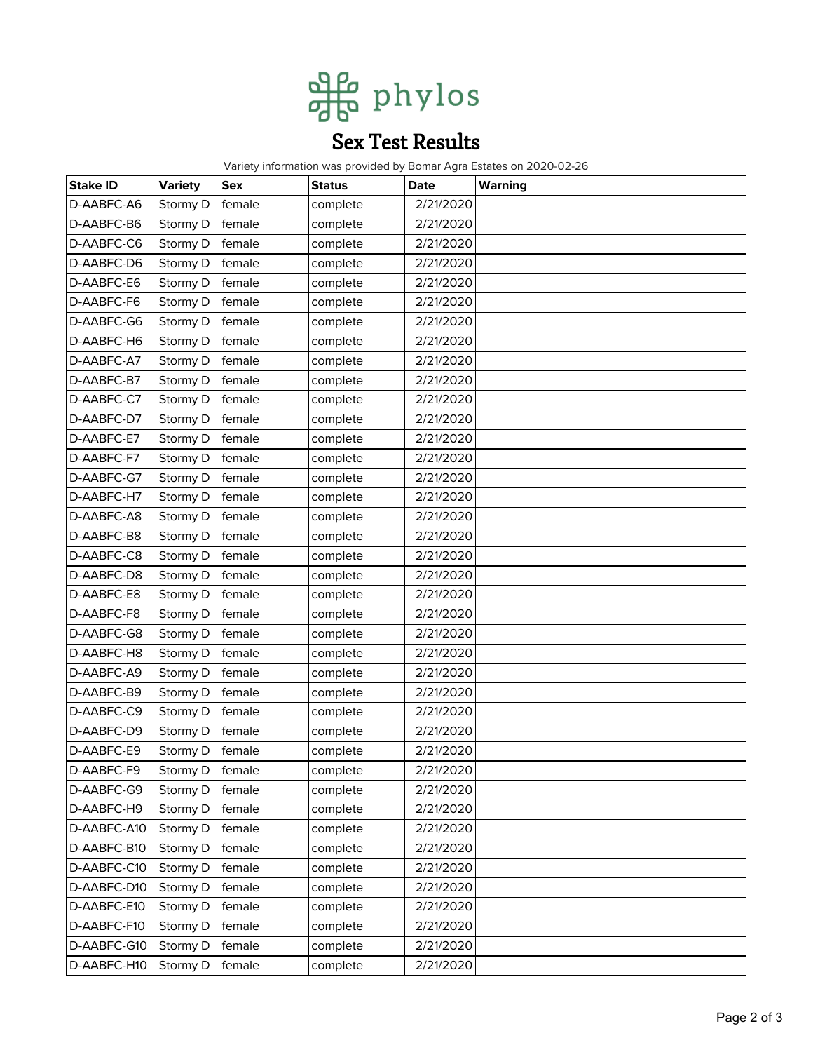phylos

# Sex Test Results

Variety information was provided by Bomar Agra Estates on 2020-02-26

| Stake ID | Variety | Sex | Status | Date | Warning |
|---|---|---|---|---|---|
| D-AABFC-A6 | Stormy D | female | complete | 2/21/2020 | |
| D-AABFC-B6 | Stormy D | female | complete | 2/21/2020 | |
| D-AABFC-C6 | Stormy D | female | complete | 2/21/2020 | |
| D-AABFC-D6 | Stormy D | female | complete | 2/21/2020 | |
| D-AABFC-E6 | Stormy D | female | complete | 2/21/2020 | |
| D-AABFC-F6 | Stormy D | female | complete | 2/21/2020 | |
| D-AABFC-G6 | Stormy D | female | complete | 2/21/2020 | |
| D-AABFC-H6 | Stormy D | female | complete | 2/21/2020 | |
| D-AABFC-A7 | Stormy D | female | complete | 2/21/2020 | |
| D-AABFC-B7 | Stormy D | female | complete | 2/21/2020 | |
| D-AABFC-C7 | Stormy D | female | complete | 2/21/2020 | |
| D-AABFC-D7 | Stormy D | female | complete | 2/21/2020 | |
| D-AABFC-E7 | Stormy D | female | complete | 2/21/2020 | |
| D-AABFC-F7 | Stormy D | female | complete | 2/21/2020 | |
| D-AABFC-G7 | Stormy D | female | complete | 2/21/2020 | |
| D-AABFC-H7 | Stormy D | female | complete | 2/21/2020 | |
| D-AABFC-A8 | Stormy D | female | complete | 2/21/2020 | |
| D-AABFC-B8 | Stormy D | female | complete | 2/21/2020 | |
| D-AABFC-C8 | Stormy D | female | complete | 2/21/2020 | |
| D-AABFC-D8 | Stormy D | female | complete | 2/21/2020 | |
| D-AABFC-E8 | Stormy D | female | complete | 2/21/2020 | |
| D-AABFC-F8 | Stormy D | female | complete | 2/21/2020 | |
| D-AABFC-G8 | Stormy D | female | complete | 2/21/2020 | |
| D-AABFC-H8 | Stormy D | female | complete | 2/21/2020 | |
| D-AABFC-A9 | Stormy D | female | complete | 2/21/2020 | |
| D-AABFC-B9 | Stormy D | female | complete | 2/21/2020 | |
| D-AABFC-C9 | Stormy D | female | complete | 2/21/2020 | |
| D-AABFC-D9 | Stormy D | female | complete | 2/21/2020 | |
| D-AABFC-E9 | Stormy D | female | complete | 2/21/2020 | |
| D-AABFC-F9 | Stormy D | female | complete | 2/21/2020 | |
| D-AABFC-G9 | Stormy D | female | complete | 2/21/2020 | |
| D-AABFC-H9 | Stormy D | female | complete | 2/21/2020 | |
| D-AABFC-A10 | Stormy D | female | complete | 2/21/2020 | |
| D-AABFC-B10 | Stormy D | female | complete | 2/21/2020 | |
| D-AABFC-C10 | Stormy D | female | complete | 2/21/2020 | |
| D-AABFC-D10 | Stormy D | female | complete | 2/21/2020 | |
| D-AABFC-E10 | Stormy D | female | complete | 2/21/2020 | |
| D-AABFC-F10 | Stormy D | female | complete | 2/21/2020 | |
| D-AABFC-G10 | Stormy D | female | complete | 2/21/2020 | |
| D-AABFC-H10 | Stormy D | female | complete | 2/21/2020 | |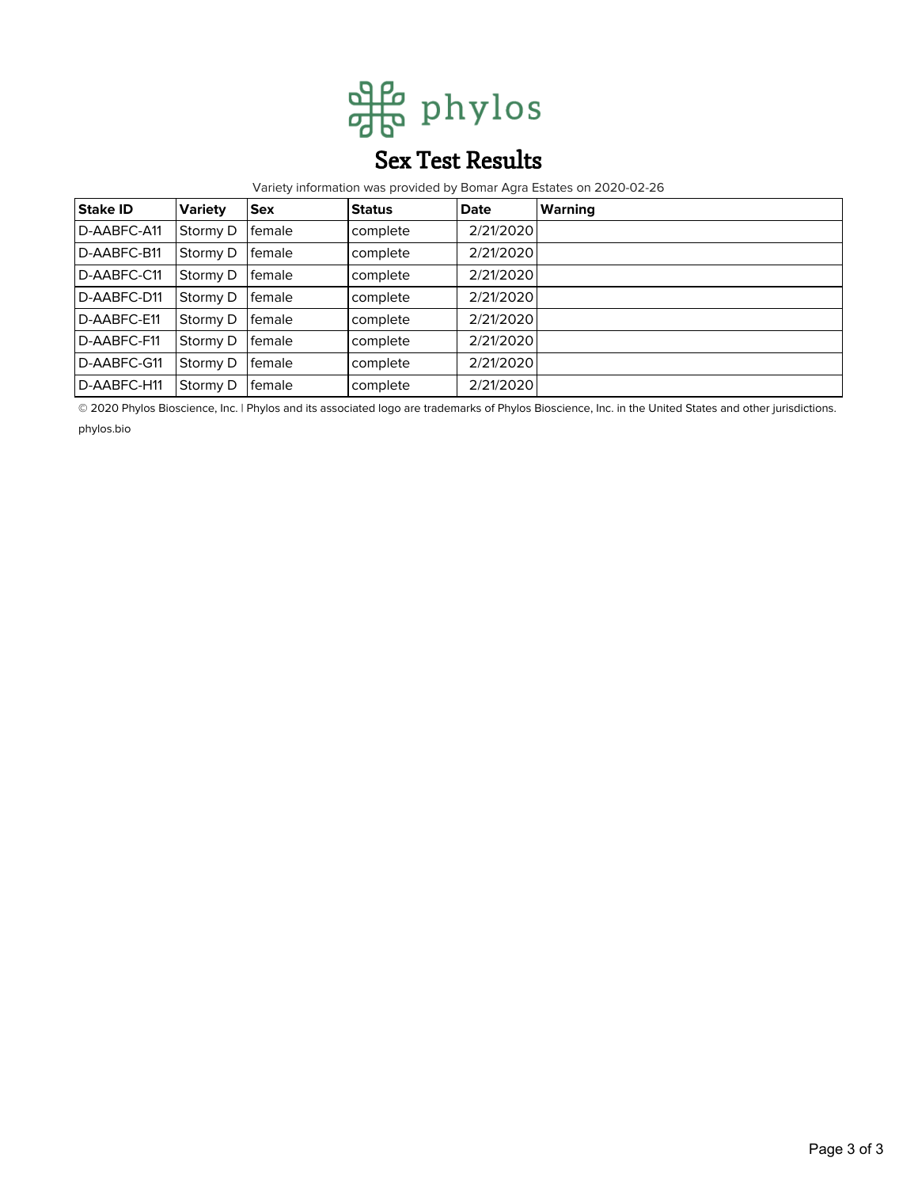phylos

# Sex Test Results

Variety information was provided by Bomar Agra Estates on 2020-02-26

| Stake ID | Variety | Sex | Status | Date | Warning |
|---|---|---|---|---|---|
| D-AABFC-A11 | Stormy D | female | complete | 2/21/2020 | |
| D-AABFC-B11 | Stormy D | female | complete | 2/21/2020 | |
| D-AABFC-C11 | Stormy D | female | complete | 2/21/2020 | |
| D-AABFC-D11 | Stormy D | female | complete | 2/21/2020 | |
| D-AABFC-E11 | Stormy D | female | complete | 2/21/2020 | |
| D-AABFC-F11 | Stormy D | female | complete | 2/21/2020 | |
| D-AABFC-G11 | Stormy D | female | complete | 2/21/2020 | |
| D-AABFC-H11 | Stormy D | female | complete | 2/21/2020 | |

© 2020 Phylos Bioscience, Inc. | Phylos and its associated logo are trademarks of Phylos Bioscience, Inc. in the United States and other jurisdictions.

phylos.bio